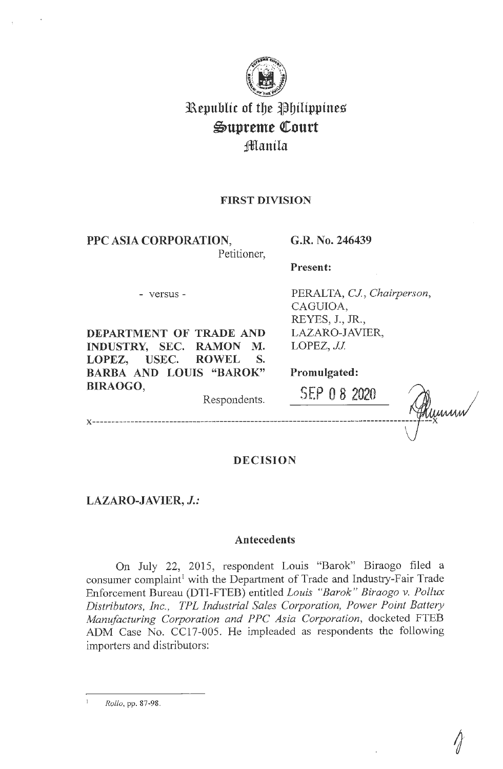# Republic of the Philippines
# Supreme Court
## Manila

### FIRST DIVISION

**PPC ASIA CORPORATION,**
Petitioner,

- versus -

**DEPARTMENT OF TRADE AND INDUSTRY, SEC. RAMON M. LOPEZ, USEC. ROWEL S. BARBA AND LOUIS "BAROK" BIRAOGO,**
Respondents.

**G.R. No. 246439**

**Present:**

PERALTA, *C.J., Chairperson,*
CAGUIOA,
REYES, J., JR.,
LAZARO-JAVIER,
LOPEZ, *JJ.*

**Promulgated:**

SEP 08 2020

x-----------------------------------------------------------------------------------------x

### DECISION

**LAZARO-JAVIER, *J.*:**

### Antecedents

On July 22, 2015, respondent Louis "Barok" Biraogo filed a consumer complaint[1] with the Department of Trade and Industry-Fair Trade Enforcement Bureau (DTI-FTEB) entitled *Louis "Barok" Biraogo v. Pollux Distributors, Inc., TPL Industrial Sales Corporation, Power Point Battery Manufacturing Corporation and PPC Asia Corporation*, docketed FTEB ADM Case No. CC17-005. He impleaded as respondents the following importers and distributors:

---

[1] *Rollo*, pp. 87-98.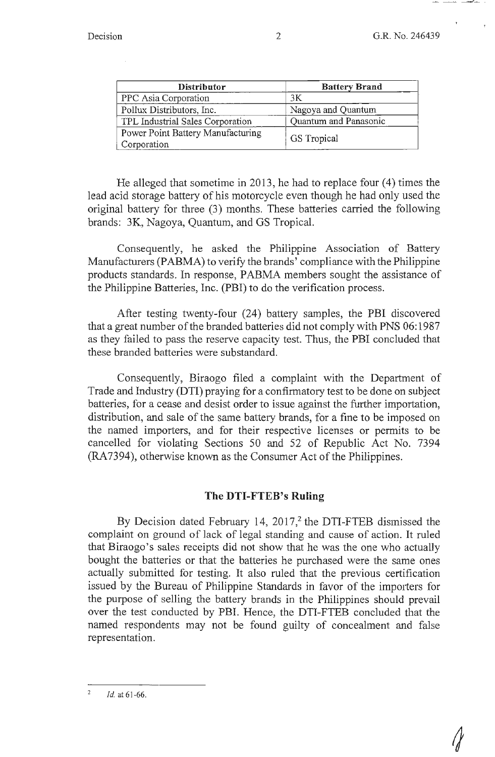| Distributor | Battery Brand |
| --- | --- |
| PPC Asia Corporation | 3K |
| Pollux Distributors, Inc. | Nagoya and Quantum |
| TPL Industrial Sales Corporation | Quantum and Panasonic |
| Power Point Battery Manufacturing Corporation | GS Tropical |

He alleged that sometime in 2013, he had to replace four (4) times the lead acid storage battery of his motorcycle even though he had only used the original battery for three (3) months. These batteries carried the following brands: 3K, Nagoya, Quantum, and GS Tropical.

Consequently, he asked the Philippine Association of Battery Manufacturers (PABMA) to verify the brands' compliance with the Philippine products standards. In response, PABMA members sought the assistance of the Philippine Batteries, Inc. (PBI) to do the verification process.

After testing twenty-four (24) battery samples, the PBI discovered that a great number of the branded batteries did not comply with PNS 06:1987 as they failed to pass the reserve capacity test. Thus, the PBI concluded that these branded batteries were substandard.

Consequently, Biraogo filed a complaint with the Department of Trade and Industry (DTI) praying for a confirmatory test to be done on subject batteries, for a cease and desist order to issue against the further importation, distribution, and sale of the same battery brands, for a fine to be imposed on the named importers, and for their respective licenses or permits to be cancelled for violating Sections 50 and 52 of Republic Act No. 7394 (RA7394), otherwise known as the Consumer Act of the Philippines.

## The DTI-FTEB's Ruling

By Decision dated February 14, 2017,[2] the DTI-FTEB dismissed the complaint on ground of lack of legal standing and cause of action. It ruled that Biraogo's sales receipts did not show that he was the one who actually bought the batteries or that the batteries he purchased were the same ones actually submitted for testing. It also ruled that the previous certification issued by the Bureau of Philippine Standards in favor of the importers for the purpose of selling the battery brands in the Philippines should prevail over the test conducted by PBI. Hence, the DTI-FTEB concluded that the named respondents may not be found guilty of concealment and false representation.

---

[2] *Id.* at 61-66.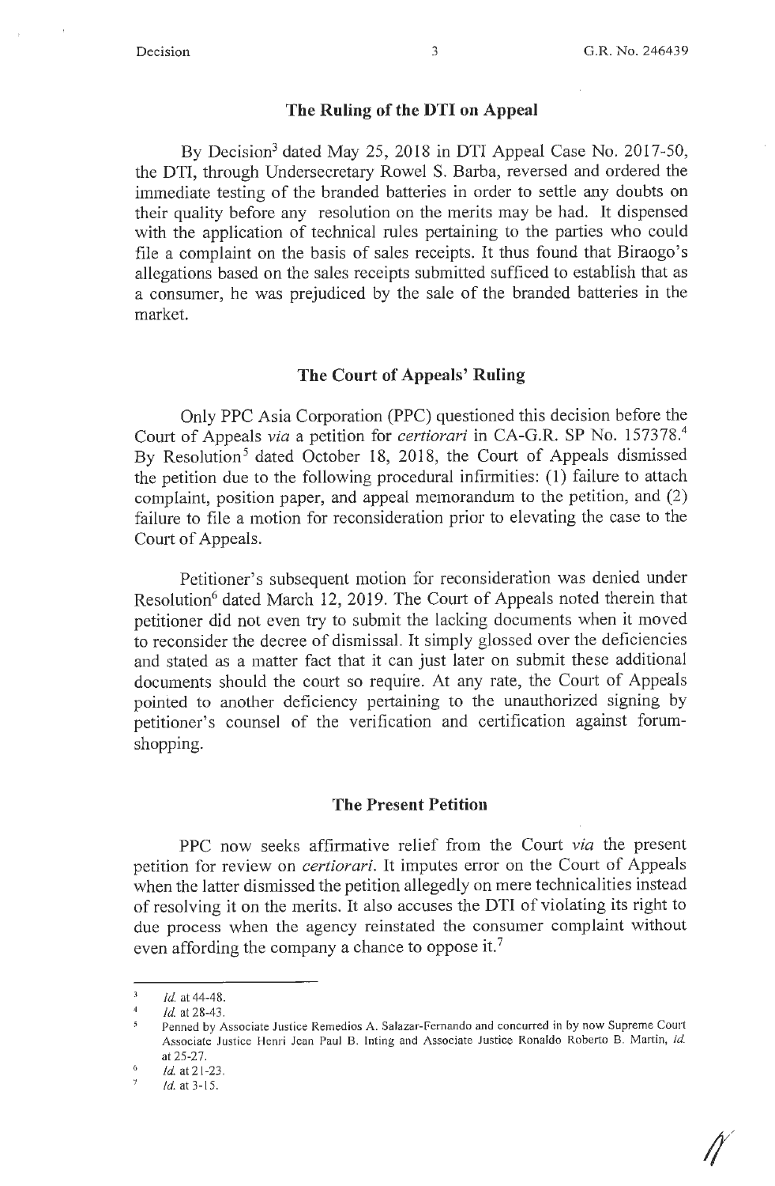## The Ruling of the DTI on Appeal

By Decision[3] dated May 25, 2018 in DTI Appeal Case No. 2017-50, the DTI, through Undersecretary Rowel S. Barba, reversed and ordered the immediate testing of the branded batteries in order to settle any doubts on their quality before any resolution on the merits may be had. It dispensed with the application of technical rules pertaining to the parties who could file a complaint on the basis of sales receipts. It thus found that Biraogo's allegations based on the sales receipts submitted sufficed to establish that as a consumer, he was prejudiced by the sale of the branded batteries in the market.

## The Court of Appeals' Ruling

Only PPC Asia Corporation (PPC) questioned this decision before the Court of Appeals *via* a petition for *certiorari* in CA-G.R. SP No. 157378.[4] By Resolution[5] dated October 18, 2018, the Court of Appeals dismissed the petition due to the following procedural infirmities: (1) failure to attach complaint, position paper, and appeal memorandum to the petition, and (2) failure to file a motion for reconsideration prior to elevating the case to the Court of Appeals.

Petitioner's subsequent motion for reconsideration was denied under Resolution[6] dated March 12, 2019. The Court of Appeals noted therein that petitioner did not even try to submit the lacking documents when it moved to reconsider the decree of dismissal. It simply glossed over the deficiencies and stated as a matter fact that it can just later on submit these additional documents should the court so require. At any rate, the Court of Appeals pointed to another deficiency pertaining to the unauthorized signing by petitioner's counsel of the verification and certification against forum-shopping.

## The Present Petition

PPC now seeks affirmative relief from the Court *via* the present petition for review on *certiorari*. It imputes error on the Court of Appeals when the latter dismissed the petition allegedly on mere technicalities instead of resolving it on the merits. It also accuses the DTI of violating its right to due process when the agency reinstated the consumer complaint without even affording the company a chance to oppose it.[7]

---

[3] *Id.* at 44-48.

[4] *Id.* at 28-43.

[5] Penned by Associate Justice Remedios A. Salazar-Fernando and concurred in by now Supreme Court Associate Justice Henri Jean Paul B. Inting and Associate Justice Ronaldo Roberto B. Martin, *id.* at 25-27.

[6] *Id.* at 21-23.

[7] *Id.* at 3-15.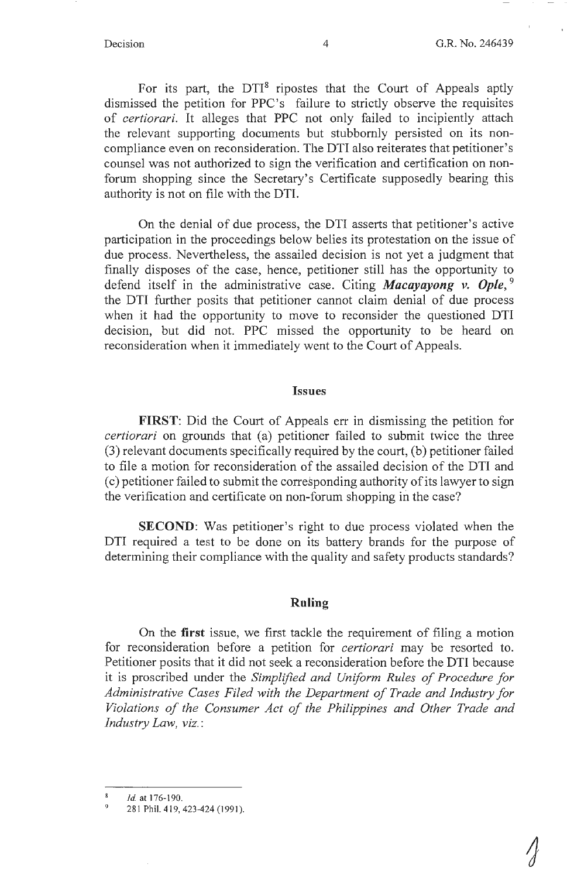For its part, the DTI[8] ripostes that the Court of Appeals aptly dismissed the petition for PPC's failure to strictly observe the requisites of *certiorari.* It alleges that PPC not only failed to incipiently attach the relevant supporting documents but stubbornly persisted on its non-compliance even on reconsideration. The DTI also reiterates that petitioner's counsel was not authorized to sign the verification and certification on non-forum shopping since the Secretary's Certificate supposedly bearing this authority is not on file with the DTI.

On the denial of due process, the DTI asserts that petitioner's active participation in the proceedings below belies its protestation on the issue of due process. Nevertheless, the assailed decision is not yet a judgment that finally disposes of the case, hence, petitioner still has the opportunity to defend itself in the administrative case. Citing ***Macayayong v. Ople*****,**[9] the DTI further posits that petitioner cannot claim denial of due process when it had the opportunity to move to reconsider the questioned DTI decision, but did not. PPC missed the opportunity to be heard on reconsideration when it immediately went to the Court of Appeals.

## Issues

**FIRST**: Did the Court of Appeals err in dismissing the petition for *certiorari* on grounds that (a) petitioner failed to submit twice the three (3) relevant documents specifically required by the court, (b) petitioner failed to file a motion for reconsideration of the assailed decision of the DTI and (c) petitioner failed to submit the corresponding authority of its lawyer to sign the verification and certificate on non-forum shopping in the case?

**SECOND**: Was petitioner's right to due process violated when the DTI required a test to be done on its battery brands for the purpose of determining their compliance with the quality and safety products standards?

## Ruling

On the **first** issue, we first tackle the requirement of filing a motion for reconsideration before a petition for *certiorari* may be resorted to. Petitioner posits that it did not seek a reconsideration before the DTI because it is proscribed under the *Simplified and Uniform Rules of Procedure for Administrative Cases Filed with the Department of Trade and Industry for Violations of the Consumer Act of the Philippines and Other Trade and Industry Law, viz.*:

---

[8] *Id.* at 176-190.

[9] 281 Phil. 419, 423-424 (1991).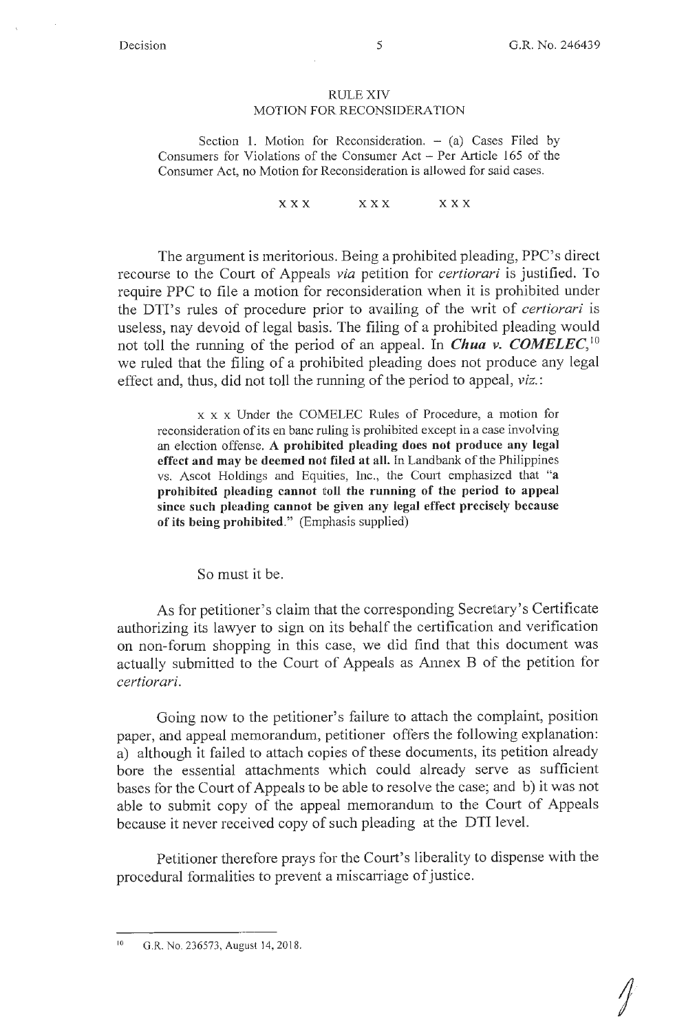RULE XIV
MOTION FOR RECONSIDERATION

Section 1. Motion for Reconsideration. – (a) Cases Filed by Consumers for Violations of the Consumer Act – Per Article 165 of the Consumer Act, no Motion for Reconsideration is allowed for said cases.

x x x     x x x     x x x

The argument is meritorious. Being a prohibited pleading, PPC's direct recourse to the Court of Appeals *via* petition for *certiorari* is justified. To require PPC to file a motion for reconsideration when it is prohibited under the DTI's rules of procedure prior to availing of the writ of *certiorari* is useless, nay devoid of legal basis. The filing of a prohibited pleading would not toll the running of the period of an appeal. In ***Chua v. COMELEC***,[10] we ruled that the filing of a prohibited pleading does not produce any legal effect and, thus, did not toll the running of the period to appeal, *viz.*:

> x x x Under the COMELEC Rules of Procedure, a motion for reconsideration of its en banc ruling is prohibited except in a case involving an election offense. **A prohibited pleading does not produce any legal effect and may be deemed not filed at all.** In Landbank of the Philippines vs. Ascot Holdings and Equities, Inc., the Court emphasized that "**a prohibited pleading cannot toll the running of the period to appeal since such pleading cannot be given any legal effect precisely because of its being prohibited.**" (Emphasis supplied)

So must it be.

As for petitioner's claim that the corresponding Secretary's Certificate authorizing its lawyer to sign on its behalf the certification and verification on non-forum shopping in this case, we did find that this document was actually submitted to the Court of Appeals as Annex B of the petition for *certiorari*.

Going now to the petitioner's failure to attach the complaint, position paper, and appeal memorandum, petitioner offers the following explanation: a) although it failed to attach copies of these documents, its petition already bore the essential attachments which could already serve as sufficient bases for the Court of Appeals to be able to resolve the case; and b) it was not able to submit copy of the appeal memorandum to the Court of Appeals because it never received copy of such pleading at the DTI level.

Petitioner therefore prays for the Court's liberality to dispense with the procedural formalities to prevent a miscarriage of justice.

---

[10] G.R. No. 236573, August 14, 2018.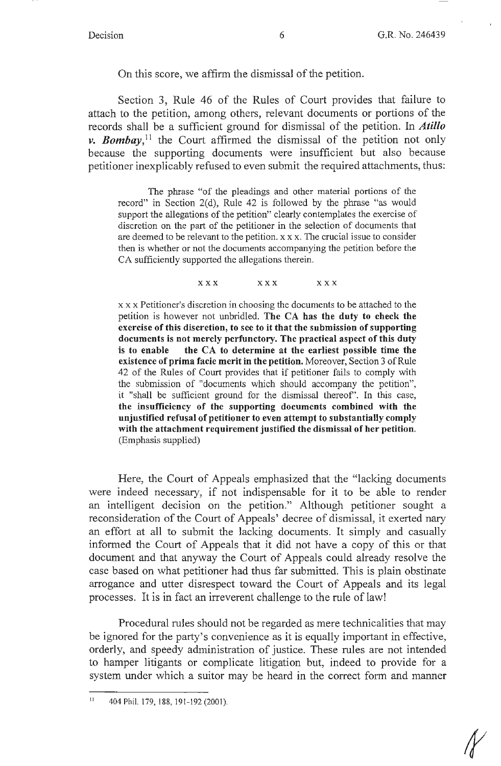On this score, we affirm the dismissal of the petition.

Section 3, Rule 46 of the Rules of Court provides that failure to attach to the petition, among others, relevant documents or portions of the records shall be a sufficient ground for dismissal of the petition. In ***Atillo v. Bombay***,[11] the Court affirmed the dismissal of the petition not only because the supporting documents were insufficient but also because petitioner inexplicably refused to even submit the required attachments, thus:

> The phrase "of the pleadings and other material portions of the record" in Section 2(d), Rule 42 is followed by the phrase "as would support the allegations of the petition" clearly contemplates the exercise of discretion on the part of the petitioner in the selection of documents that are deemed to be relevant to the petition. x x x. The crucial issue to consider then is whether or not the documents accompanying the petition before the CA sufficiently supported the allegations therein.
>
> x x x &nbsp;&nbsp;&nbsp;&nbsp; x x x &nbsp;&nbsp;&nbsp;&nbsp; x x x
>
> x x x Petitioner's discretion in choosing the documents to be attached to the petition is however not unbridled. **The CA has the duty to check the exercise of this discretion, to see to it that the submission of supporting documents is not merely perfunctory. The practical aspect of this duty is to enable the CA to determine at the earliest possible time the existence of prima facie merit in the petition.** Moreover, Section 3 of Rule 42 of the Rules of Court provides that if petitioner fails to comply with the submission of "documents which should accompany the petition", it "shall be sufficient ground for the dismissal thereof". In this case, **the insufficiency of the supporting documents combined with the unjustified refusal of petitioner to even attempt to substantially comply with the attachment requirement justified the dismissal of her petition.** (Emphasis supplied)

Here, the Court of Appeals emphasized that the "lacking documents were indeed necessary, if not indispensable for it to be able to render an intelligent decision on the petition." Although petitioner sought a reconsideration of the Court of Appeals' decree of dismissal, it exerted nary an effort at all to submit the lacking documents. It simply and casually informed the Court of Appeals that it did not have a copy of this or that document and that anyway the Court of Appeals could already resolve the case based on what petitioner had thus far submitted. This is plain obstinate arrogance and utter disrespect toward the Court of Appeals and its legal processes. It is in fact an irreverent challenge to the rule of law!

Procedural rules should not be regarded as mere technicalities that may be ignored for the party's convenience as it is equally important in effective, orderly, and speedy administration of justice. These rules are not intended to hamper litigants or complicate litigation but, indeed to provide for a system under which a suitor may be heard in the correct form and manner

---

[11] 404 Phil. 179, 188, 191-192 (2001).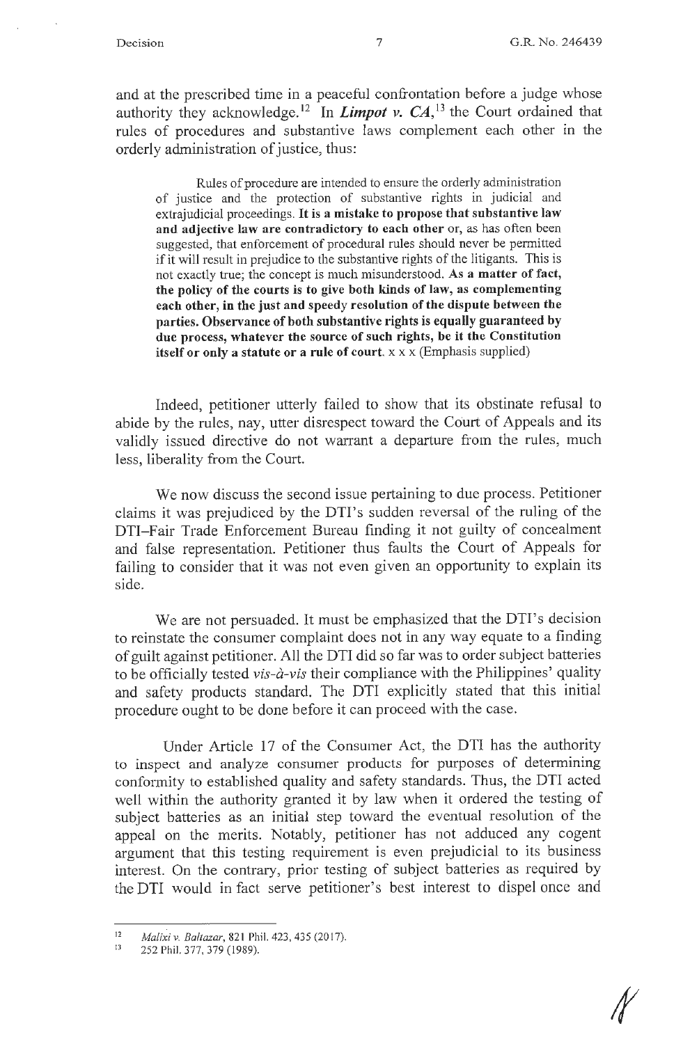and at the prescribed time in a peaceful confrontation before a judge whose authority they acknowledge.[12] In ***Limpot v. CA***,[13] the Court ordained that rules of procedures and substantive laws complement each other in the orderly administration of justice, thus:

> Rules of procedure are intended to ensure the orderly administration of justice and the protection of substantive rights in judicial and extrajudicial proceedings. **It is a mistake to propose that substantive law and adjective law are contradictory to each other** or, as has often been suggested, that enforcement of procedural rules should never be permitted if it will result in prejudice to the substantive rights of the litigants. This is not exactly true; the concept is much misunderstood. **As a matter of fact, the policy of the courts is to give both kinds of law, as complementing each other, in the just and speedy resolution of the dispute between the parties. Observance of both substantive rights is equally guaranteed by due process, whatever the source of such rights, be it the Constitution itself or only a statute or a rule of court.** x x x (Emphasis supplied)

Indeed, petitioner utterly failed to show that its obstinate refusal to abide by the rules, nay, utter disrespect toward the Court of Appeals and its validly issued directive do not warrant a departure from the rules, much less, liberality from the Court.

We now discuss the second issue pertaining to due process. Petitioner claims it was prejudiced by the DTI's sudden reversal of the ruling of the DTI–Fair Trade Enforcement Bureau finding it not guilty of concealment and false representation. Petitioner thus faults the Court of Appeals for failing to consider that it was not even given an opportunity to explain its side.

We are not persuaded. It must be emphasized that the DTI's decision to reinstate the consumer complaint does not in any way equate to a finding of guilt against petitioner. All the DTI did so far was to order subject batteries to be officially tested *vis-à-vis* their compliance with the Philippines' quality and safety products standard. The DTI explicitly stated that this initial procedure ought to be done before it can proceed with the case.

Under Article 17 of the Consumer Act, the DTI has the authority to inspect and analyze consumer products for purposes of determining conformity to established quality and safety standards. Thus, the DTI acted well within the authority granted it by law when it ordered the testing of subject batteries as an initial step toward the eventual resolution of the appeal on the merits. Notably, petitioner has not adduced any cogent argument that this testing requirement is even prejudicial to its business interest. On the contrary, prior testing of subject batteries as required by the DTI would in fact serve petitioner's best interest to dispel once and

---

[12] *Malixi v. Baltazar*, 821 Phil. 423, 435 (2017).

[13] 252 Phil. 377, 379 (1989).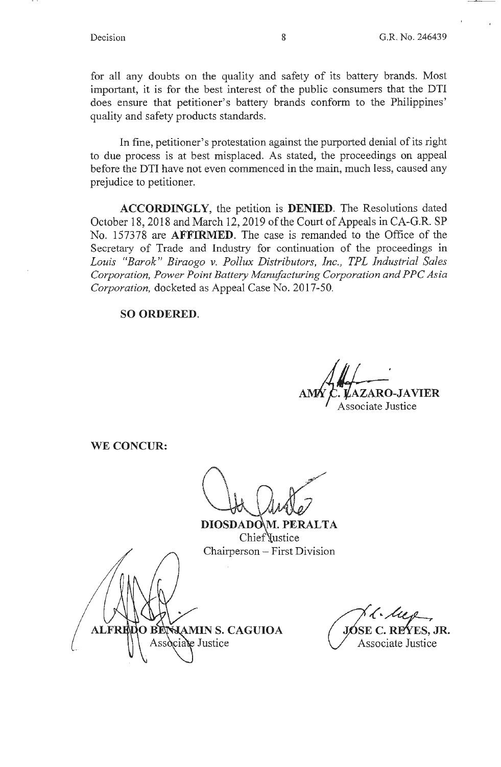for all any doubts on the quality and safety of its battery brands. Most important, it is for the best interest of the public consumers that the DTI does ensure that petitioner's battery brands conform to the Philippines' quality and safety products standards.

In fine, petitioner's protestation against the purported denial of its right to due process is at best misplaced. As stated, the proceedings on appeal before the DTI have not even commenced in the main, much less, caused any prejudice to petitioner.

**ACCORDINGLY**, the petition is **DENIED**. The Resolutions dated October 18, 2018 and March 12, 2019 of the Court of Appeals in CA-G.R. SP No. 157378 are **AFFIRMED**. The case is remanded to the Office of the Secretary of Trade and Industry for continuation of the proceedings in *Louis "Barok" Biraogo v. Pollux Distributors, Inc., TPL Industrial Sales Corporation, Power Point Battery Manufacturing Corporation and PPC Asia Corporation,* docketed as Appeal Case No. 2017-50.

**SO ORDERED.**

**AMY C. LAZARO-JAVIER**
Associate Justice

**WE CONCUR:**

**DIOSDADO M. PERALTA**
Chief Justice
Chairperson – First Division

**ALFREDO BENJAMIN S. CAGUIOA**
Associate Justice

**JOSE C. REYES, JR.**
Associate Justice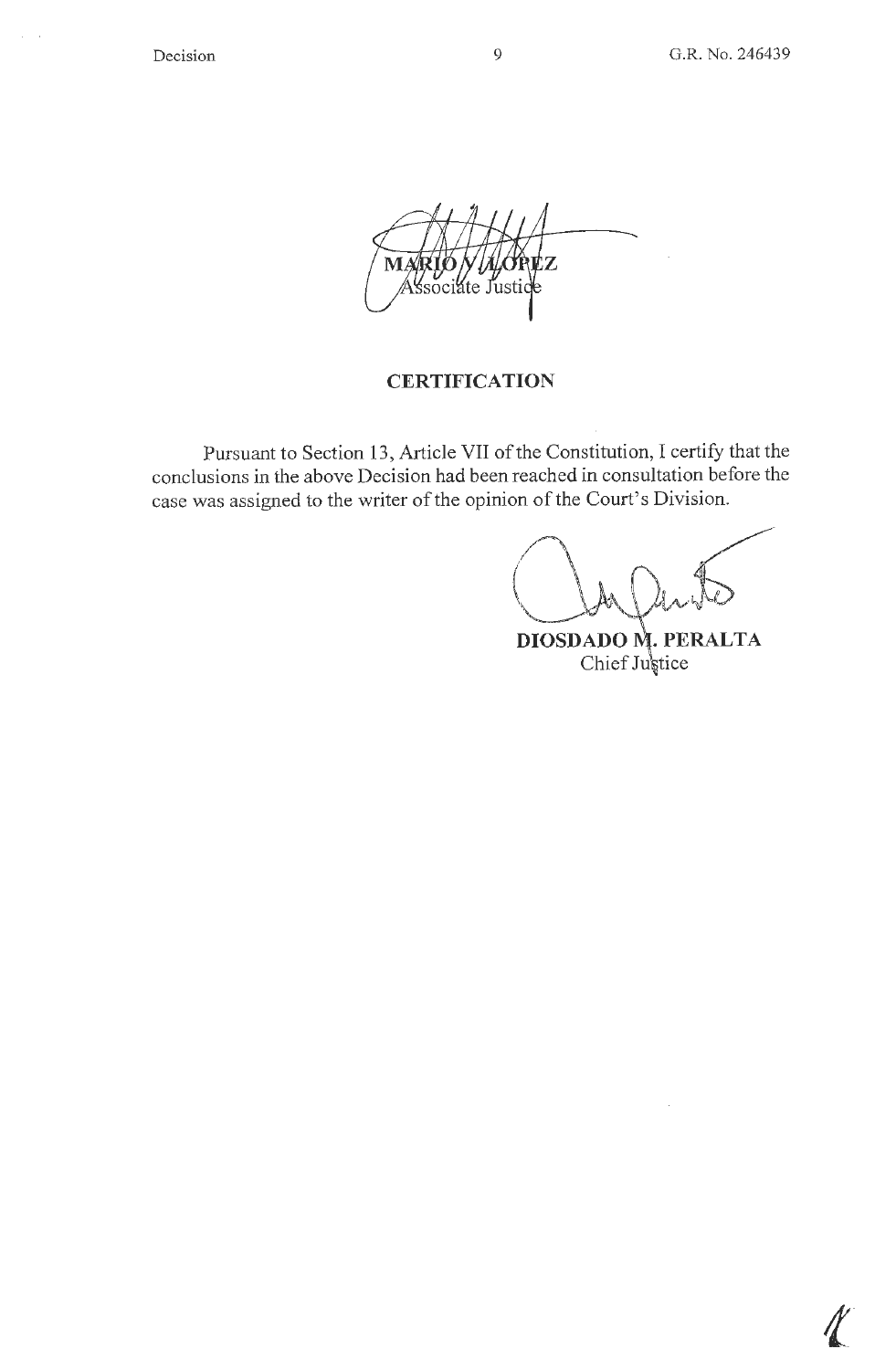**MARIO V. LOPEZ**
Associate Justice

## CERTIFICATION

Pursuant to Section 13, Article VII of the Constitution, I certify that the conclusions in the above Decision had been reached in consultation before the case was assigned to the writer of the opinion of the Court's Division.

**DIOSDADO M. PERALTA**
Chief Justice